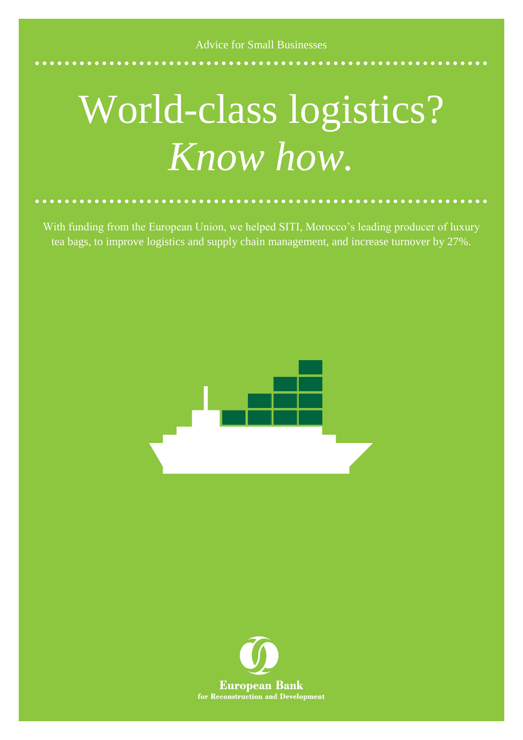Advice for Small Businesses

# World-class logistics? *Know how.*

With funding from the European Union, we helped SITI, Morocco's leading producer of luxury tea bags, to improve logistics and supply chain management, and increase turnover by 27%.

**European Bank**
**for Reconstruction and Development**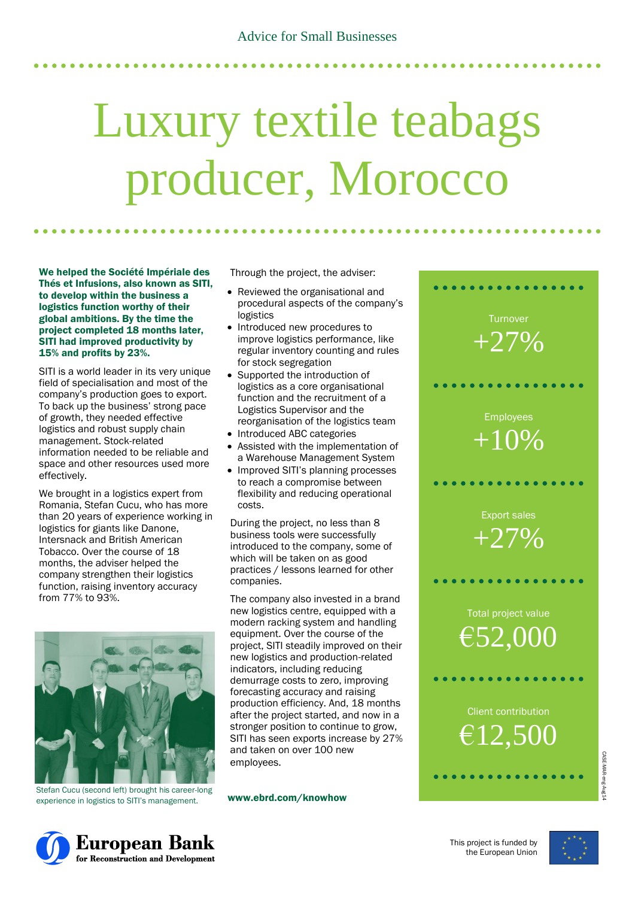Advice for Small Businesses

# Luxury textile teabags producer, Morocco

**We helped the Société Impériale des Thés et Infusions, also known as SITI, to develop within the business a logistics function worthy of their global ambitions. By the time the project completed 18 months later, SITI had improved productivity by 15% and profits by 23%.**

SITI is a world leader in its very unique field of specialisation and most of the company's production goes to export. To back up the business' strong pace of growth, they needed effective logistics and robust supply chain management. Stock-related information needed to be reliable and space and other resources used more effectively.

We brought in a logistics expert from Romania, Stefan Cucu, who has more than 20 years of experience working in logistics for giants like Danone, Intersnack and British American Tobacco. Over the course of 18 months, the adviser helped the company strengthen their logistics function, raising inventory accuracy from 77% to 93%.

Stefan Cucu (second left) brought his career-long experience in logistics to SITI's management.

Through the project, the adviser:

- Reviewed the organisational and procedural aspects of the company's logistics
- Introduced new procedures to improve logistics performance, like regular inventory counting and rules for stock segregation
- Supported the introduction of logistics as a core organisational function and the recruitment of a Logistics Supervisor and the reorganisation of the logistics team
- Introduced ABC categories
- Assisted with the implementation of a Warehouse Management System
- Improved SITI's planning processes to reach a compromise between flexibility and reducing operational costs.

During the project, no less than 8 business tools were successfully introduced to the company, some of which will be taken on as good practices / lessons learned for other companies.

The company also invested in a brand new logistics centre, equipped with a modern racking system and handling equipment. Over the course of the project, SITI steadily improved on their new logistics and production-related indicators, including reducing demurrage costs to zero, improving forecasting accuracy and raising production efficiency. And, 18 months after the project started, and now in a stronger position to continue to grow, SITI has seen exports increase by 27% and taken on over 100 new employees.

www.ebrd.com/knowhow

Turnover
+27%

Employees
+10%

Export sales
+27%

Total project value
€52,000

Client contribution
€12,500

CASE-MAR-eng-Aug14

European Bank for Reconstruction and Development

This project is funded by the European Union